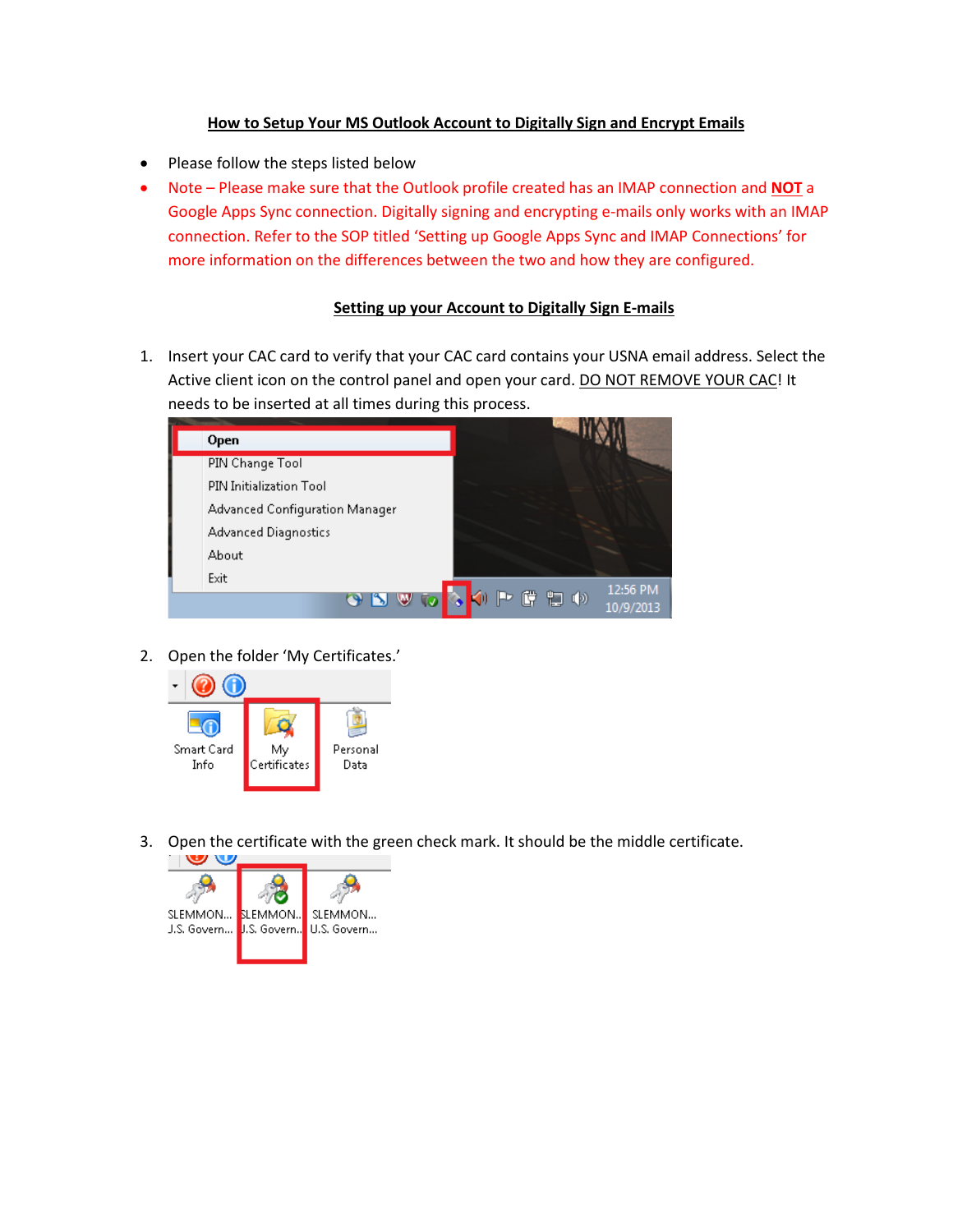# How to Setup Your MS Outlook Account to Digitally Sign and Encrypt Emails

- Please follow the steps listed below
- Note – Please make sure that the Outlook profile created has an IMAP connection and **NOT** a Google Apps Sync connection. Digitally signing and encrypting e-mails only works with an IMAP connection. Refer to the SOP titled 'Setting up Google Apps Sync and IMAP Connections' for more information on the differences between the two and how they are configured.

## Setting up your Account to Digitally Sign E-mails

1. Insert your CAC card to verify that your CAC card contains your USNA email address. Select the Active client icon on the control panel and open your card. DO NOT REMOVE YOUR CAC! It needs to be inserted at all times during this process.

2. Open the folder 'My Certificates.'

3. Open the certificate with the green check mark. It should be the middle certificate.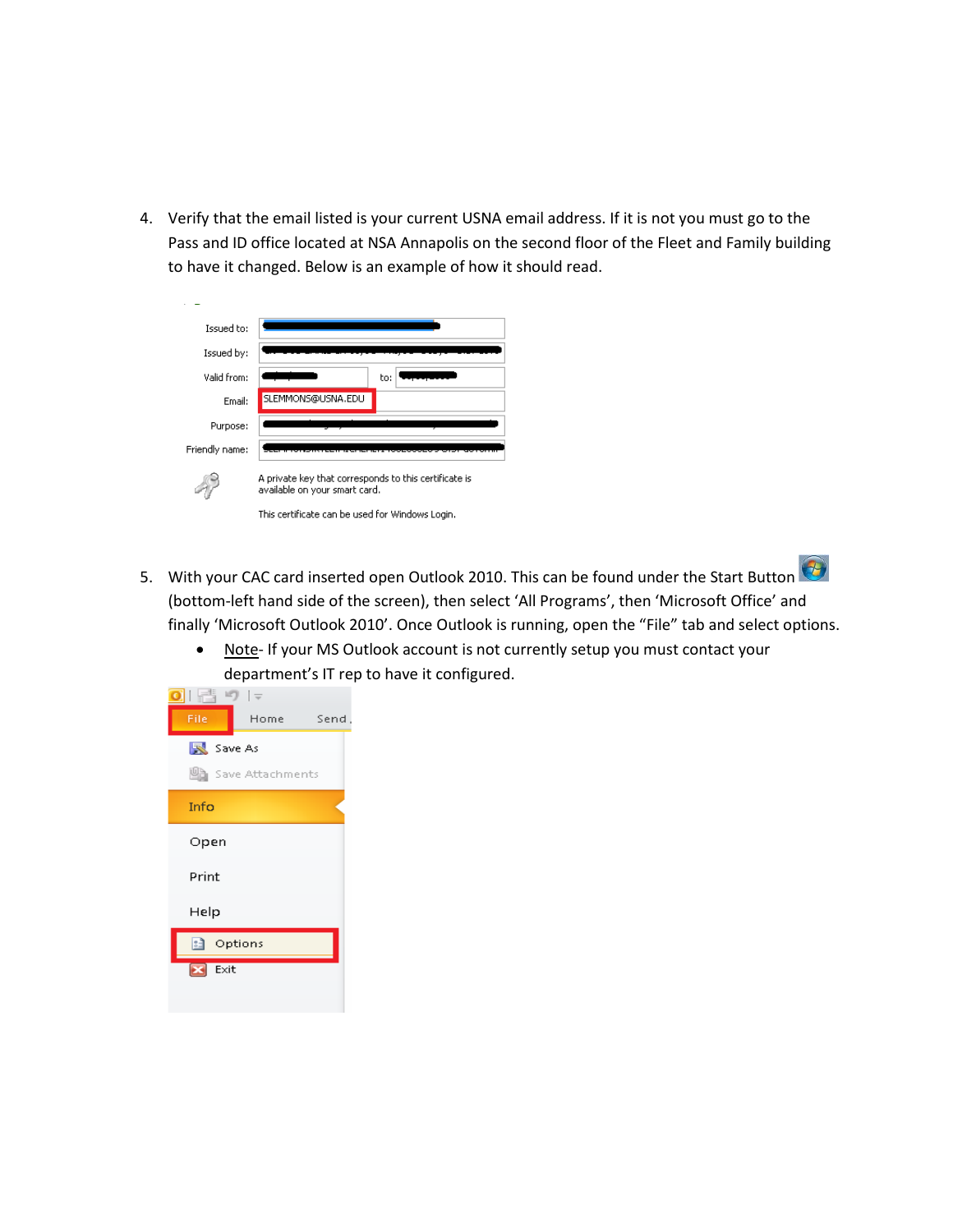4. Verify that the email listed is your current USNA email address. If it is not you must go to the Pass and ID office located at NSA Annapolis on the second floor of the Fleet and Family building to have it changed. Below is an example of how it should read.

5. With your CAC card inserted open Outlook 2010. This can be found under the Start Button (bottom-left hand side of the screen), then select 'All Programs', then 'Microsoft Office' and finally 'Microsoft Outlook 2010'. Once Outlook is running, open the "File" tab and select options.
   - Note- If your MS Outlook account is not currently setup you must contact your department's IT rep to have it configured.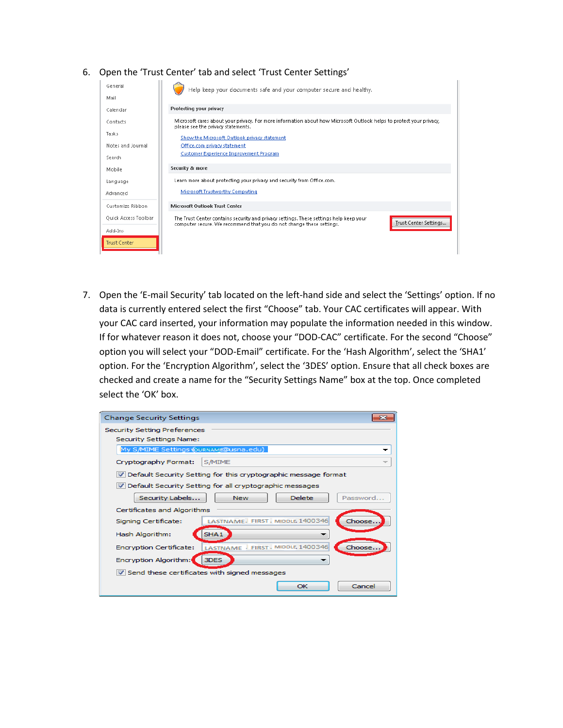6. Open the 'Trust Center' tab and select 'Trust Center Settings'

7. Open the 'E-mail Security' tab located on the left-hand side and select the 'Settings' option. If no data is currently entered select the first "Choose" tab. Your CAC certificates will appear. With your CAC card inserted, your information may populate the information needed in this window. If for whatever reason it does not, choose your "DOD-CAC" certificate. For the second "Choose" option you will select your "DOD-Email" certificate. For the 'Hash Algorithm', select the 'SHA1' option. For the 'Encryption Algorithm', select the '3DES' option. Ensure that all check boxes are checked and create a name for the "Security Settings Name" box at the top. Once completed select the 'OK' box.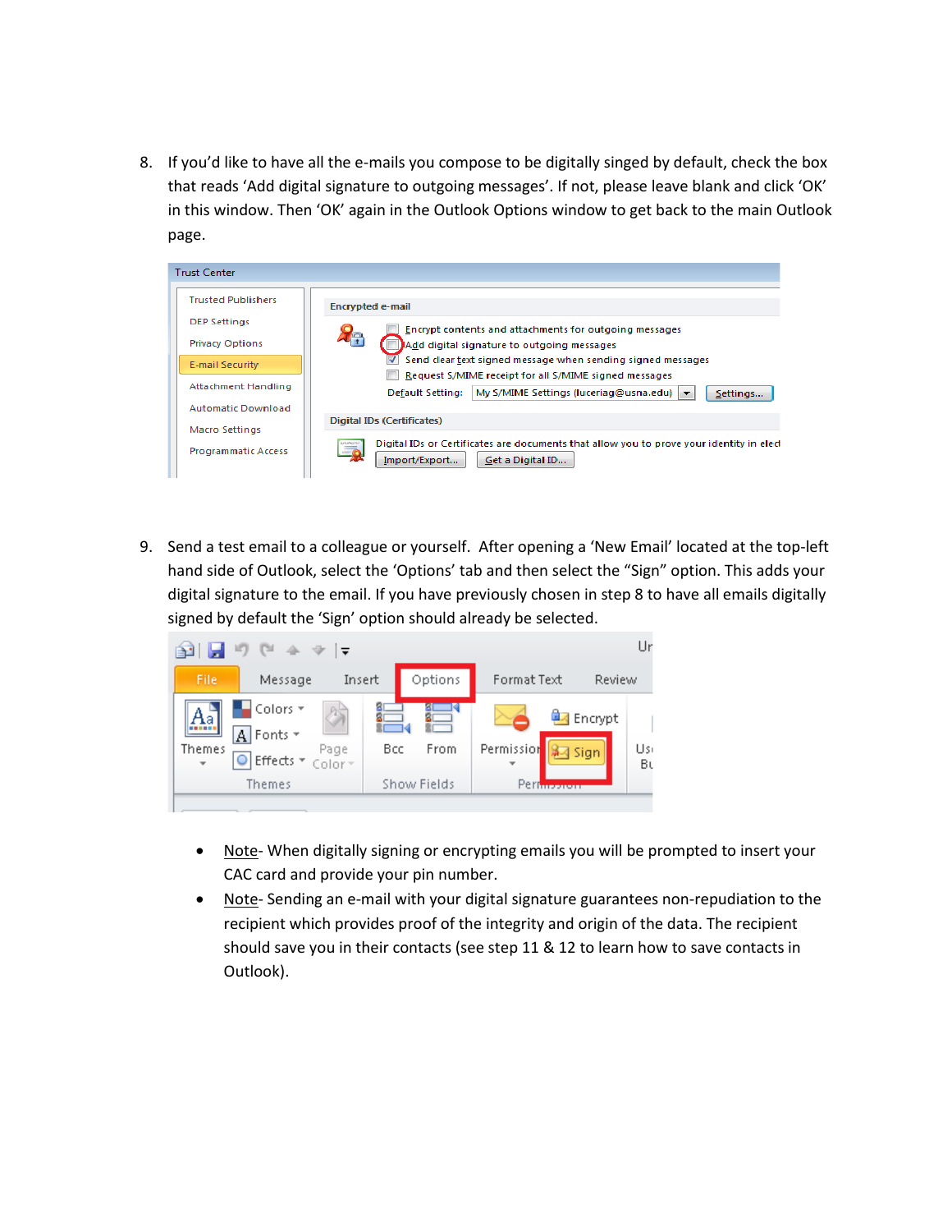8. If you'd like to have all the e-mails you compose to be digitally singed by default, check the box that reads 'Add digital signature to outgoing messages'. If not, please leave blank and click 'OK' in this window. Then 'OK' again in the Outlook Options window to get back to the main Outlook page.

9. Send a test email to a colleague or yourself. After opening a 'New Email' located at the top-left hand side of Outlook, select the 'Options' tab and then select the "Sign" option. This adds your digital signature to the email. If you have previously chosen in step 8 to have all emails digitally signed by default the 'Sign' option should already be selected.

   - Note- When digitally signing or encrypting emails you will be prompted to insert your CAC card and provide your pin number.
   - Note- Sending an e-mail with your digital signature guarantees non-repudiation to the recipient which provides proof of the integrity and origin of the data. The recipient should save you in their contacts (see step 11 & 12 to learn how to save contacts in Outlook).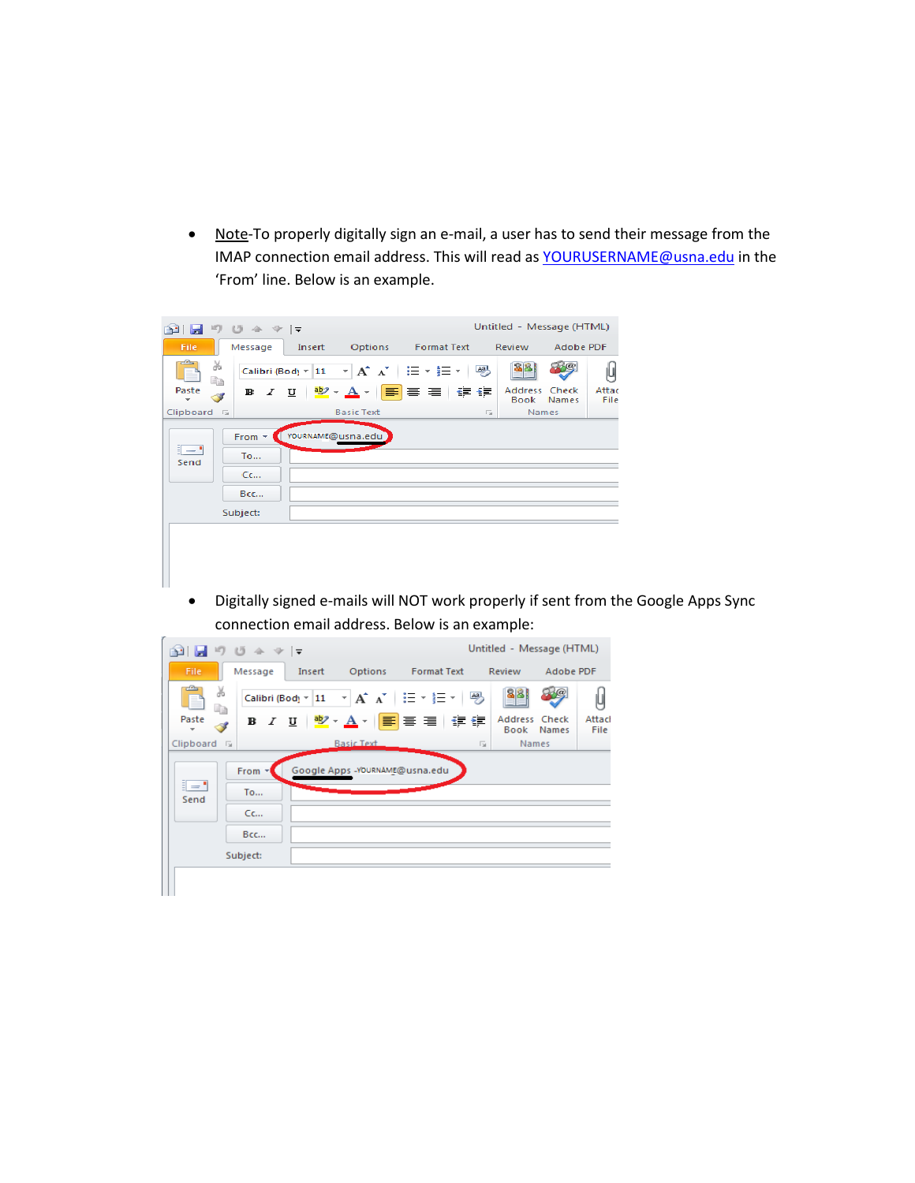- Note-To properly digitally sign an e-mail, a user has to send their message from the IMAP connection email address. This will read as YOURUSERNAME@usna.edu in the 'From' line. Below is an example.

- Digitally signed e-mails will NOT work properly if sent from the Google Apps Sync connection email address. Below is an example: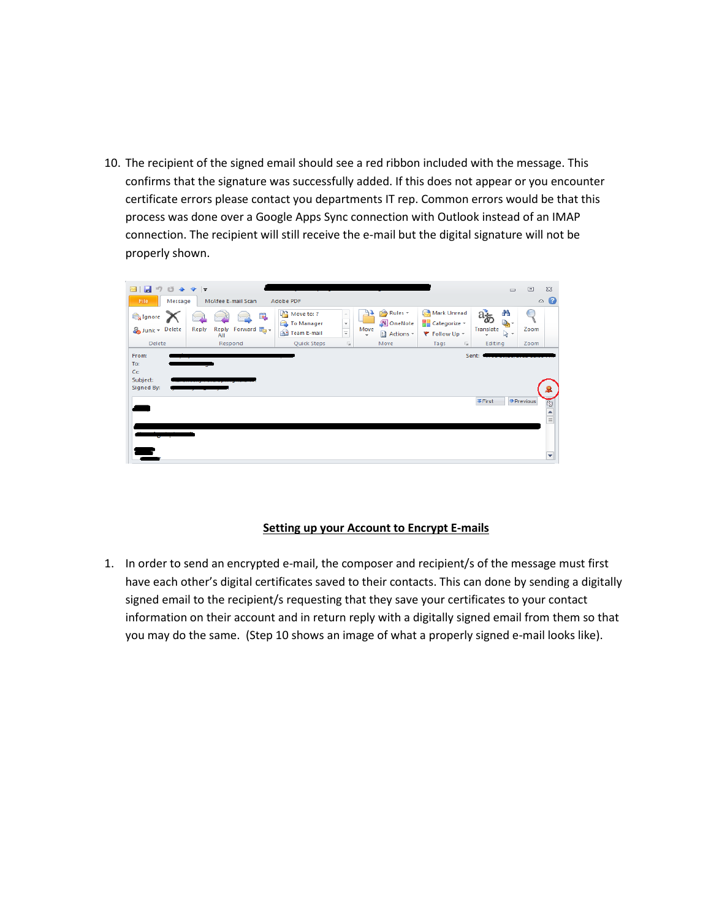10. The recipient of the signed email should see a red ribbon included with the message. This confirms that the signature was successfully added. If this does not appear or you encounter certificate errors please contact you departments IT rep. Common errors would be that this process was done over a Google Apps Sync connection with Outlook instead of an IMAP connection. The recipient will still receive the e-mail but the digital signature will not be properly shown.

## Setting up your Account to Encrypt E-mails

1. In order to send an encrypted e-mail, the composer and recipient/s of the message must first have each other's digital certificates saved to their contacts. This can done by sending a digitally signed email to the recipient/s requesting that they save your certificates to your contact information on their account and in return reply with a digitally signed email from them so that you may do the same. (Step 10 shows an image of what a properly signed e-mail looks like).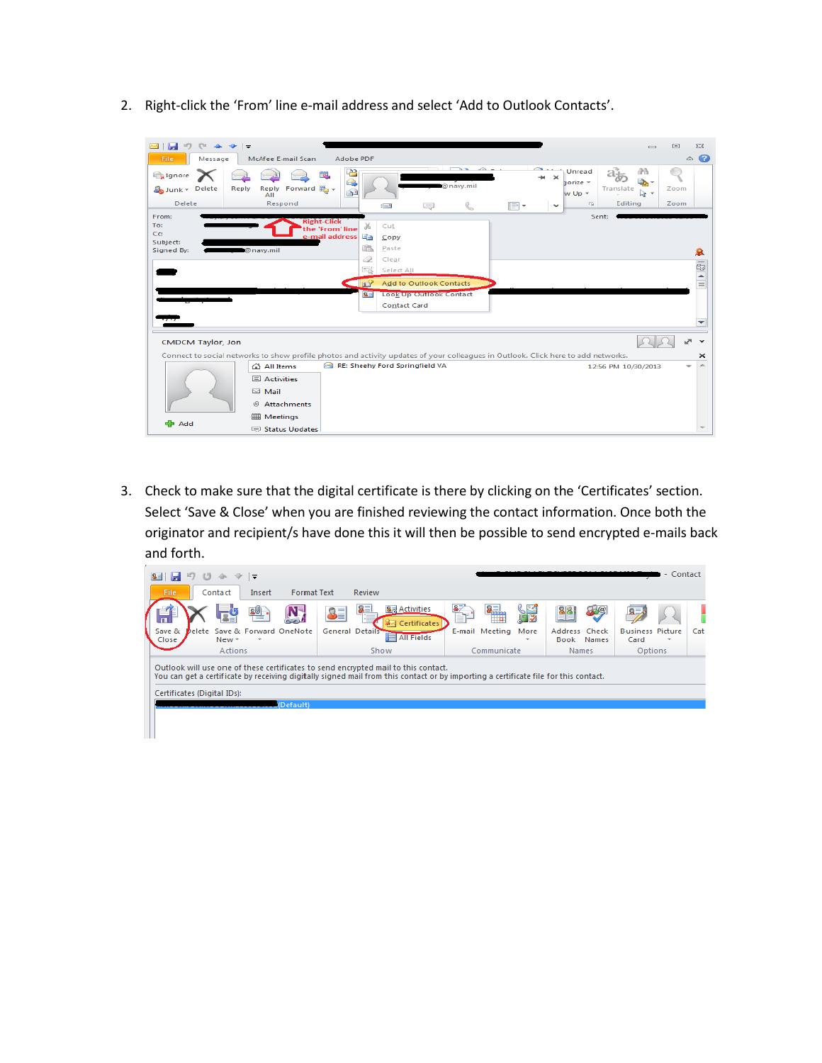2. Right-click the ‘From’ line e-mail address and select ‘Add to Outlook Contacts’.

3. Check to make sure that the digital certificate is there by clicking on the ‘Certificates’ section. Select ‘Save & Close’ when you are finished reviewing the contact information. Once both the originator and recipient/s have done this it will then be possible to send encrypted e-mails back and forth.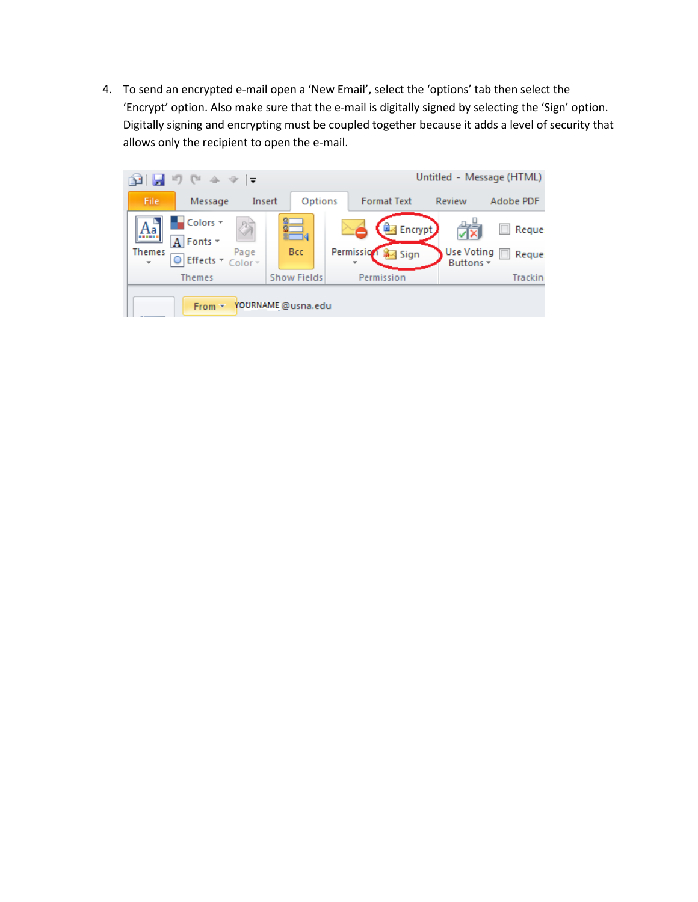4. To send an encrypted e-mail open a 'New Email', select the 'options' tab then select the 'Encrypt' option. Also make sure that the e-mail is digitally signed by selecting the 'Sign' option. Digitally signing and encrypting must be coupled together because it adds a level of security that allows only the recipient to open the e-mail.